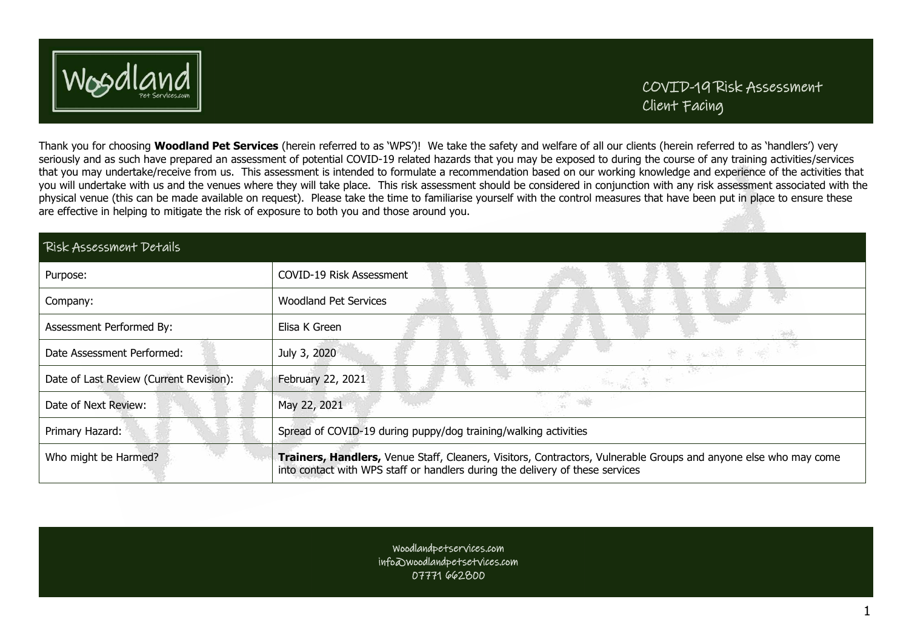# Woodland

## COVID-19 Risk Assessment Client Facing

Thank you for choosing **Woodland Pet Services** (herein referred to as 'WPS')! We take the safety and welfare of all our clients (herein referred to as 'handlers') very seriously and as such have prepared an assessment of potential COVID-19 related hazards that you may be exposed to during the course of any training activities/services that you may undertake/receive from us. This assessment is intended to formulate a recommendation based on our working knowledge and experience of the activities that you will undertake with us and the venues where they will take place. This risk assessment should be considered in conjunction with any risk assessment associated with the physical venue (this can be made available on request). Please take the time to familiarise yourself with the control measures that have been put in place to ensure these are effective in helping to mitigate the risk of exposure to both you and those around you.

| Risk Assessment Details | |
|---|---|
| Purpose: | COVID-19 Risk Assessment |
| Company: | Woodland Pet Services |
| Assessment Performed By: | Elisa K Green |
| Date Assessment Performed: | July 3, 2020 |
| Date of Last Review (Current Revision): | February 22, 2021 |
| Date of Next Review: | May 22, 2021 |
| Primary Hazard: | Spread of COVID-19 during puppy/dog training/walking activities |
| Who might be Harmed? | **Trainers, Handlers,** Venue Staff, Cleaners, Visitors, Contractors, Vulnerable Groups and anyone else who may come into contact with WPS staff or handlers during the delivery of these services |

Woodlandpetservices.com
info@woodlandpetsetvices.com
07771 662800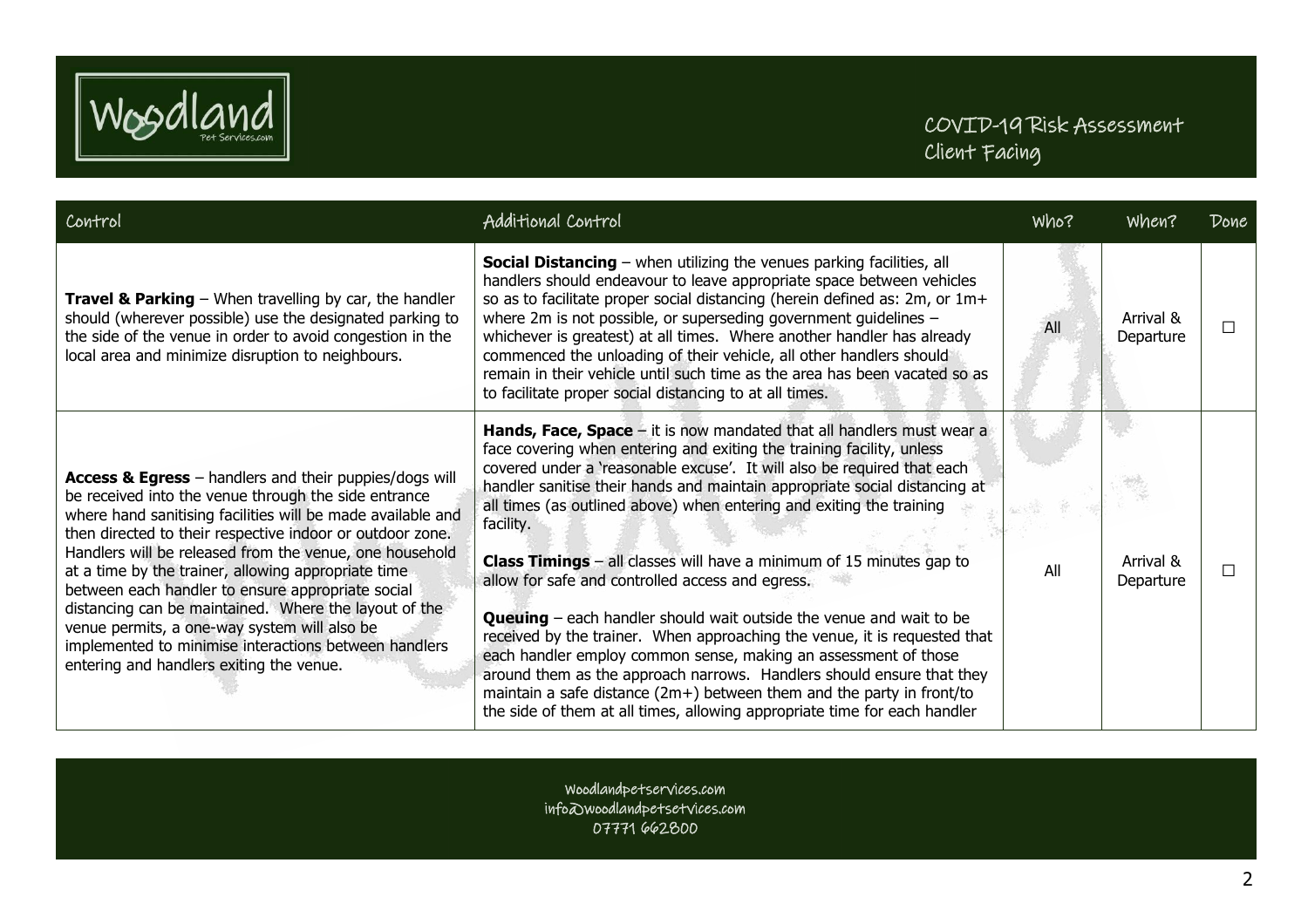| Control | Additional Control | Who? | When? | Done |
|---|---|---|---|---|
| **Travel & Parking** – When travelling by car, the handler should (wherever possible) use the designated parking to the side of the venue in order to avoid congestion in the local area and minimize disruption to neighbours. | **Social Distancing** – when utilizing the venues parking facilities, all handlers should endeavour to leave appropriate space between vehicles so as to facilitate proper social distancing (herein defined as: 2m, or 1m+ where 2m is not possible, or superseding government guidelines – whichever is greatest) at all times. Where another handler has already commenced the unloading of their vehicle, all other handlers should remain in their vehicle until such time as the area has been vacated so as to facilitate proper social distancing to at all times. | All | Arrival & Departure | ☐ |
| **Access & Egress** – handlers and their puppies/dogs will be received into the venue through the side entrance where hand sanitising facilities will be made available and then directed to their respective indoor or outdoor zone. Handlers will be released from the venue, one household at a time by the trainer, allowing appropriate time between each handler to ensure appropriate social distancing can be maintained. Where the layout of the venue permits, a one-way system will also be implemented to minimise interactions between handlers entering and handlers exiting the venue. | **Hands, Face, Space** – it is now mandated that all handlers must wear a face covering when entering and exiting the training facility, unless covered under a 'reasonable excuse'. It will also be required that each handler sanitise their hands and maintain appropriate social distancing at all times (as outlined above) when entering and exiting the training facility.<br><br>**Class Timings** – all classes will have a minimum of 15 minutes gap to allow for safe and controlled access and egress.<br><br>**Queuing** – each handler should wait outside the venue and wait to be received by the trainer. When approaching the venue, it is requested that each handler employ common sense, making an assessment of those around them as the approach narrows. Handlers should ensure that they maintain a safe distance (2m+) between them and the party in front/to the side of them at all times, allowing appropriate time for each handler | All | Arrival & Departure | ☐ |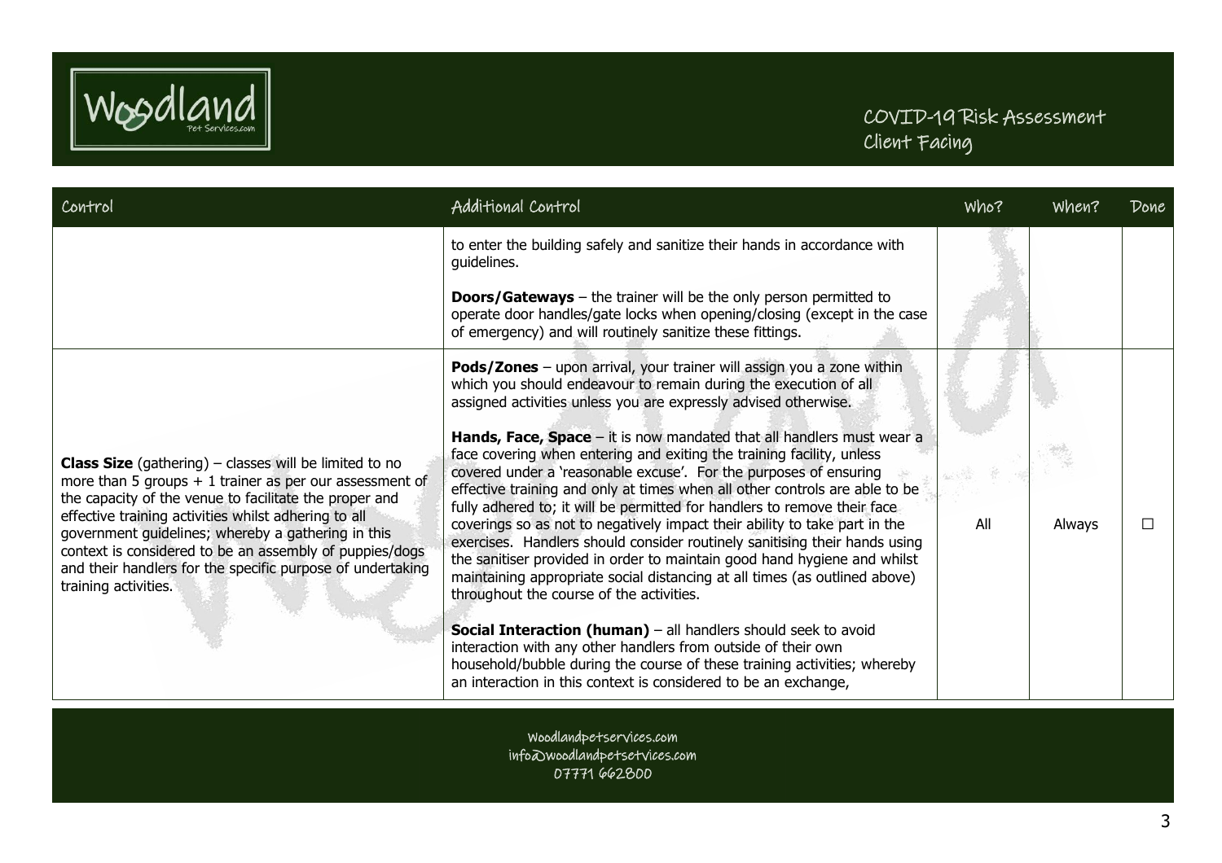| Control | Additional Control | Who? | When? | Done |
|---|---|---|---|---|
| | to enter the building safely and sanitize their hands in accordance with guidelines.<br><br>**Doors/Gateways** – the trainer will be the only person permitted to operate door handles/gate locks when opening/closing (except in the case of emergency) and will routinely sanitize these fittings. | | | |
| **Class Size** (gathering) – classes will be limited to no more than 5 groups + 1 trainer as per our assessment of the capacity of the venue to facilitate the proper and effective training activities whilst adhering to all government guidelines; whereby a gathering in this context is considered to be an assembly of puppies/dogs and their handlers for the specific purpose of undertaking training activities. | **Pods/Zones** – upon arrival, your trainer will assign you a zone within which you should endeavour to remain during the execution of all assigned activities unless you are expressly advised otherwise.<br><br>**Hands, Face, Space** – it is now mandated that all handlers must wear a face covering when entering and exiting the training facility, unless covered under a 'reasonable excuse'. For the purposes of ensuring effective training and only at times when all other controls are able to be fully adhered to; it will be permitted for handlers to remove their face coverings so as not to negatively impact their ability to take part in the exercises. Handlers should consider routinely sanitising their hands using the sanitiser provided in order to maintain good hand hygiene and whilst maintaining appropriate social distancing at all times (as outlined above) throughout the course of the activities.<br><br>**Social Interaction (human)** – all handlers should seek to avoid interaction with any other handlers from outside of their own household/bubble during the course of these training activities; whereby an interaction in this context is considered to be an exchange, | All | Always | ☐ |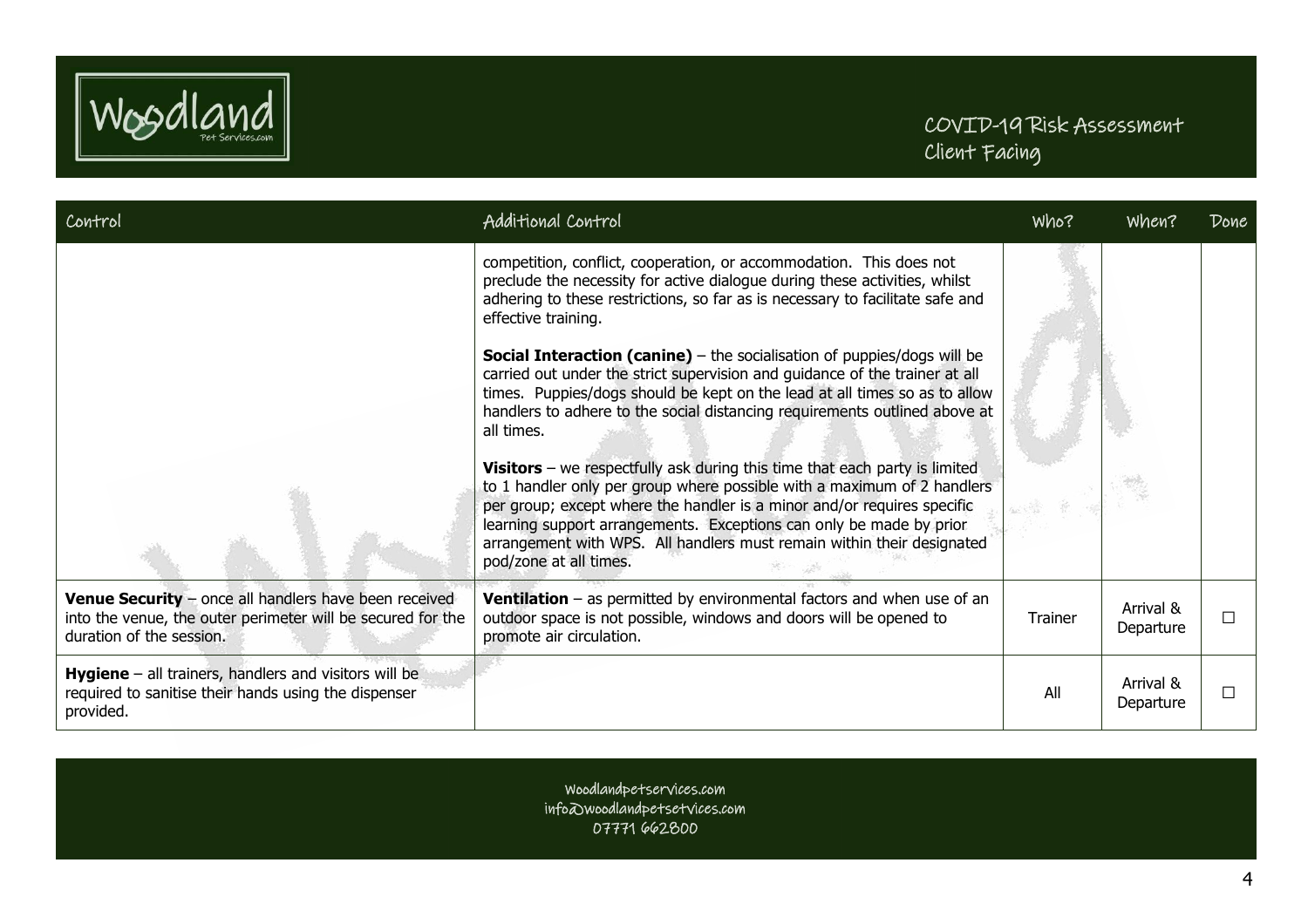| Control | Additional Control | Who? | When? | Done |
|---|---|---|---|---|
| | competition, conflict, cooperation, or accommodation. This does not preclude the necessity for active dialogue during these activities, whilst adhering to these restrictions, so far as is necessary to facilitate safe and effective training.<br><br>**Social Interaction (canine)** – the socialisation of puppies/dogs will be carried out under the strict supervision and guidance of the trainer at all times. Puppies/dogs should be kept on the lead at all times so as to allow handlers to adhere to the social distancing requirements outlined above at all times.<br><br>**Visitors** – we respectfully ask during this time that each party is limited to 1 handler only per group where possible with a maximum of 2 handlers per group; except where the handler is a minor and/or requires specific learning support arrangements. Exceptions can only be made by prior arrangement with WPS. All handlers must remain within their designated pod/zone at all times. | | | |
| **Venue Security** – once all handlers have been received into the venue, the outer perimeter will be secured for the duration of the session. | **Ventilation** – as permitted by environmental factors and when use of an outdoor space is not possible, windows and doors will be opened to promote air circulation. | Trainer | Arrival & Departure | ☐ |
| **Hygiene** – all trainers, handlers and visitors will be required to sanitise their hands using the dispenser provided. | | All | Arrival & Departure | ☐ |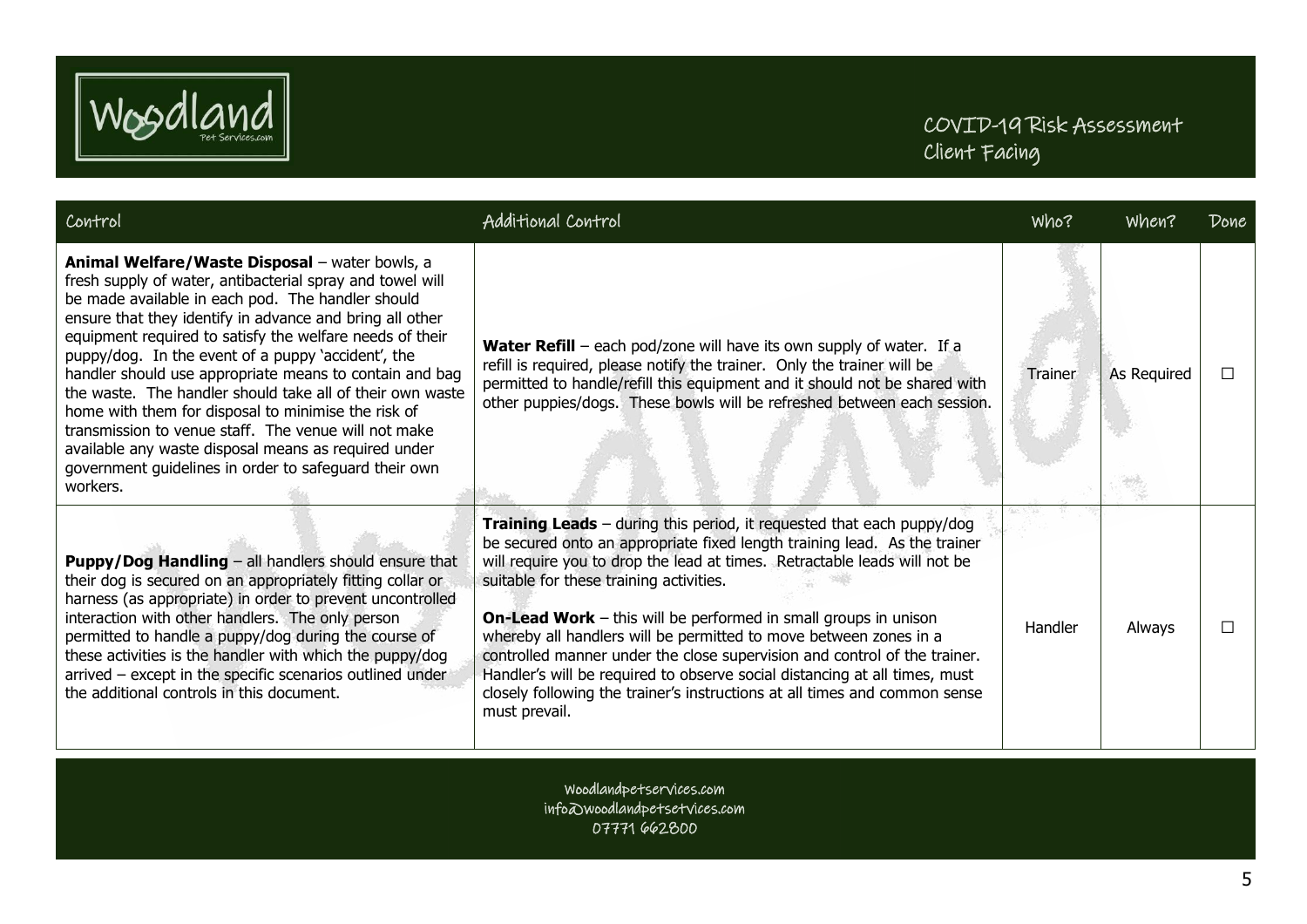| Control | Additional Control | Who? | When? | Done |
|---|---|---|---|---|
| **Animal Welfare/Waste Disposal** – water bowls, a fresh supply of water, antibacterial spray and towel will be made available in each pod. The handler should ensure that they identify in advance and bring all other equipment required to satisfy the welfare needs of their puppy/dog. In the event of a puppy 'accident', the handler should use appropriate means to contain and bag the waste. The handler should take all of their own waste home with them for disposal to minimise the risk of transmission to venue staff. The venue will not make available any waste disposal means as required under government guidelines in order to safeguard their own workers. | **Water Refill** – each pod/zone will have its own supply of water. If a refill is required, please notify the trainer. Only the trainer will be permitted to handle/refill this equipment and it should not be shared with other puppies/dogs. These bowls will be refreshed between each session. | Trainer | As Required | ☐ |
| **Puppy/Dog Handling** – all handlers should ensure that their dog is secured on an appropriately fitting collar or harness (as appropriate) in order to prevent uncontrolled interaction with other handlers. The only person permitted to handle a puppy/dog during the course of these activities is the handler with which the puppy/dog arrived – except in the specific scenarios outlined under the additional controls in this document. | **Training Leads** – during this period, it requested that each puppy/dog be secured onto an appropriate fixed length training lead. As the trainer will require you to drop the lead at times. Retractable leads will not be suitable for these training activities.<br><br>**On-Lead Work** – this will be performed in small groups in unison whereby all handlers will be permitted to move between zones in a controlled manner under the close supervision and control of the trainer. Handler's will be required to observe social distancing at all times, must closely following the trainer's instructions at all times and common sense must prevail. | Handler | Always | ☐ |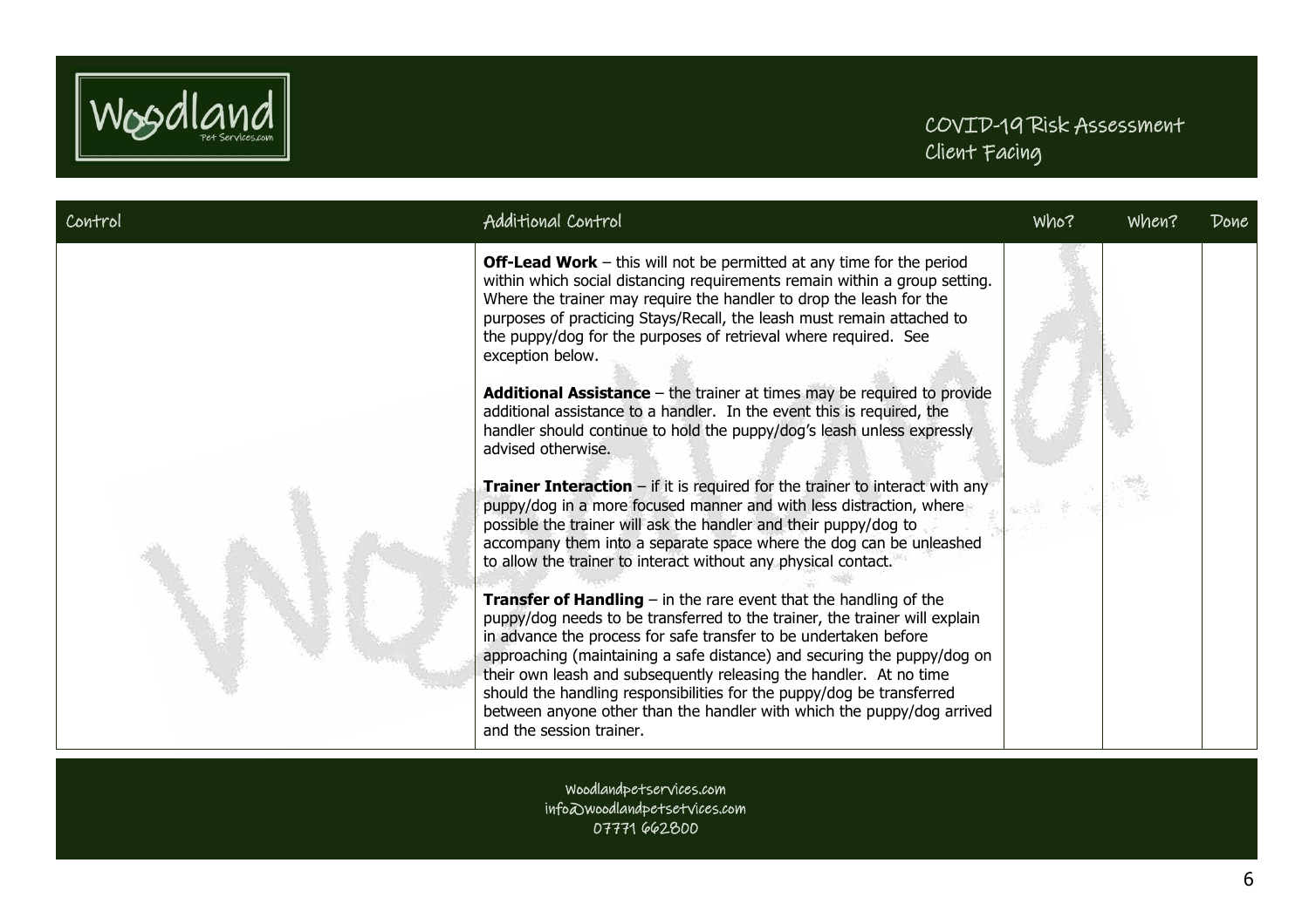| Control | Additional Control | Who? | When? | Done |
| --- | --- | --- | --- | --- |
| | **Off-Lead Work** – this will not be permitted at any time for the period within which social distancing requirements remain within a group setting. Where the trainer may require the handler to drop the leash for the purposes of practicing Stays/Recall, the leash must remain attached to the puppy/dog for the purposes of retrieval where required. See exception below.<br><br>**Additional Assistance** – the trainer at times may be required to provide additional assistance to a handler. In the event this is required, the handler should continue to hold the puppy/dog's leash unless expressly advised otherwise.<br><br>**Trainer Interaction** – if it is required for the trainer to interact with any puppy/dog in a more focused manner and with less distraction, where possible the trainer will ask the handler and their puppy/dog to accompany them into a separate space where the dog can be unleashed to allow the trainer to interact without any physical contact.<br><br>**Transfer of Handling** – in the rare event that the handling of the puppy/dog needs to be transferred to the trainer, the trainer will explain in advance the process for safe transfer to be undertaken before approaching (maintaining a safe distance) and securing the puppy/dog on their own leash and subsequently releasing the handler. At no time should the handling responsibilities for the puppy/dog be transferred between anyone other than the handler with which the puppy/dog arrived and the session trainer. | | | |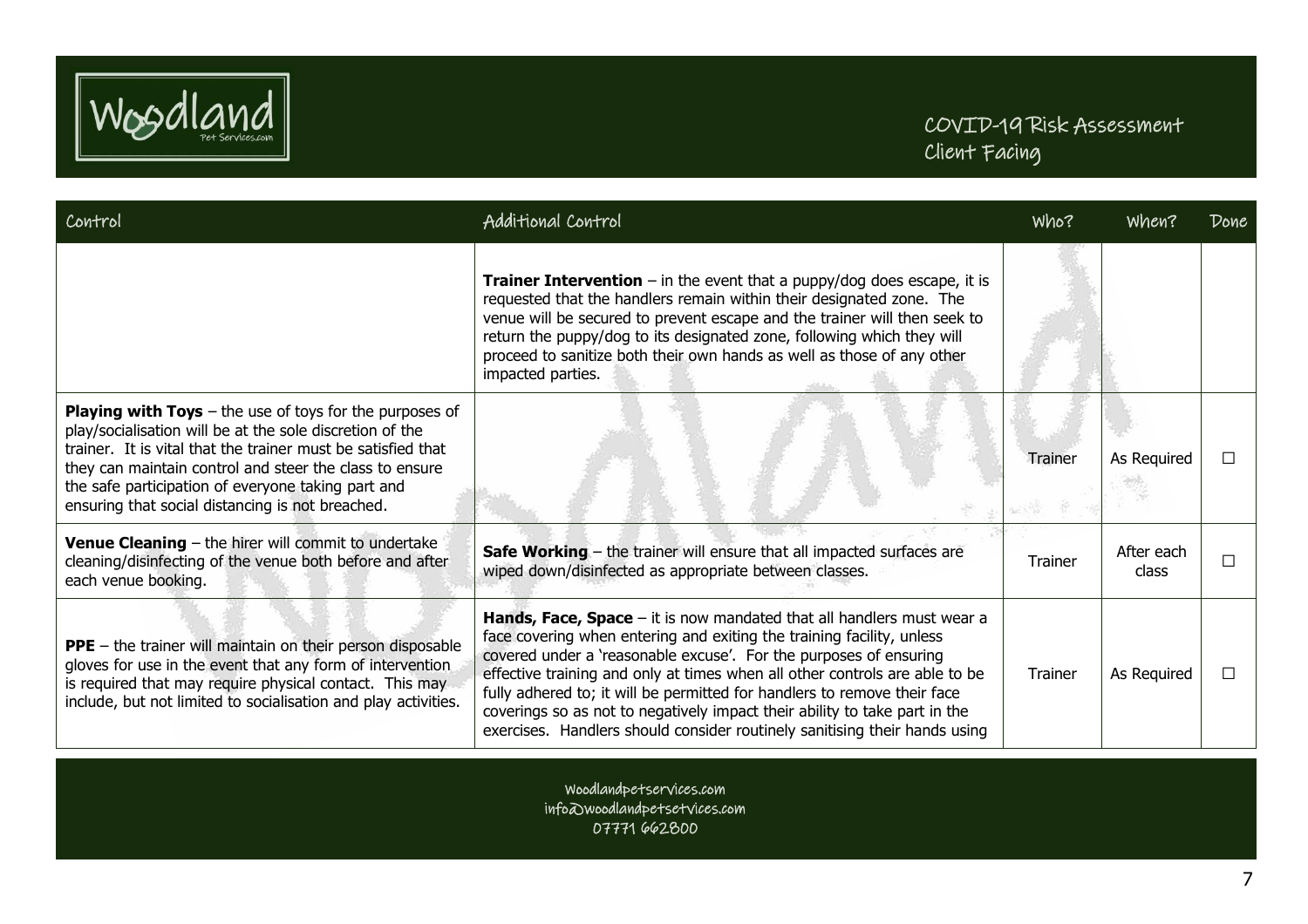| Control | Additional Control | Who? | When? | Done |
| --- | --- | --- | --- | --- |
| | **Trainer Intervention** – in the event that a puppy/dog does escape, it is requested that the handlers remain within their designated zone. The venue will be secured to prevent escape and the trainer will then seek to return the puppy/dog to its designated zone, following which they will proceed to sanitize both their own hands as well as those of any other impacted parties. | | | |
| **Playing with Toys** – the use of toys for the purposes of play/socialisation will be at the sole discretion of the trainer. It is vital that the trainer must be satisfied that they can maintain control and steer the class to ensure the safe participation of everyone taking part and ensuring that social distancing is not breached. | | Trainer | As Required | ☐ |
| **Venue Cleaning** – the hirer will commit to undertake cleaning/disinfecting of the venue both before and after each venue booking. | **Safe Working** – the trainer will ensure that all impacted surfaces are wiped down/disinfected as appropriate between classes. | Trainer | After each class | ☐ |
| **PPE** – the trainer will maintain on their person disposable gloves for use in the event that any form of intervention is required that may require physical contact. This may include, but not limited to socialisation and play activities. | **Hands, Face, Space** – it is now mandated that all handlers must wear a face covering when entering and exiting the training facility, unless covered under a 'reasonable excuse'. For the purposes of ensuring effective training and only at times when all other controls are able to be fully adhered to; it will be permitted for handlers to remove their face coverings so as not to negatively impact their ability to take part in the exercises. Handlers should consider routinely sanitising their hands using | Trainer | As Required | ☐ |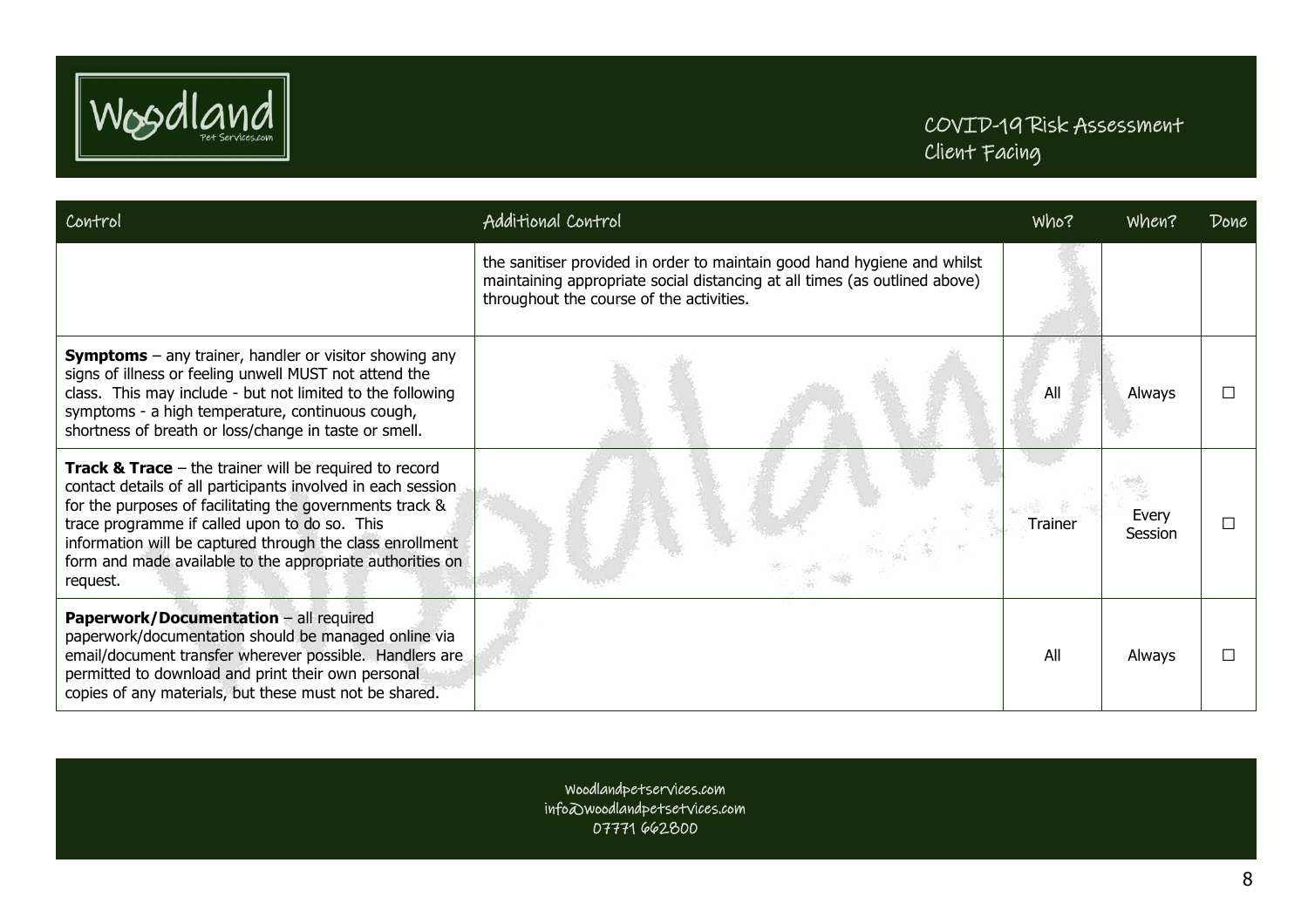| Control | Additional Control | Who? | When? | Done |
|---|---|---|---|---|
| | the sanitiser provided in order to maintain good hand hygiene and whilst maintaining appropriate social distancing at all times (as outlined above) throughout the course of the activities. | | | |
| **Symptoms** – any trainer, handler or visitor showing any signs of illness or feeling unwell MUST not attend the class. This may include - but not limited to the following symptoms - a high temperature, continuous cough, shortness of breath or loss/change in taste or smell. | | All | Always | ☐ |
| **Track & Trace** – the trainer will be required to record contact details of all participants involved in each session for the purposes of facilitating the governments track & trace programme if called upon to do so. This information will be captured through the class enrollment form and made available to the appropriate authorities on request. | | Trainer | Every Session | ☐ |
| **Paperwork/Documentation** – all required paperwork/documentation should be managed online via email/document transfer wherever possible. Handlers are permitted to download and print their own personal copies of any materials, but these must not be shared. | | All | Always | ☐ |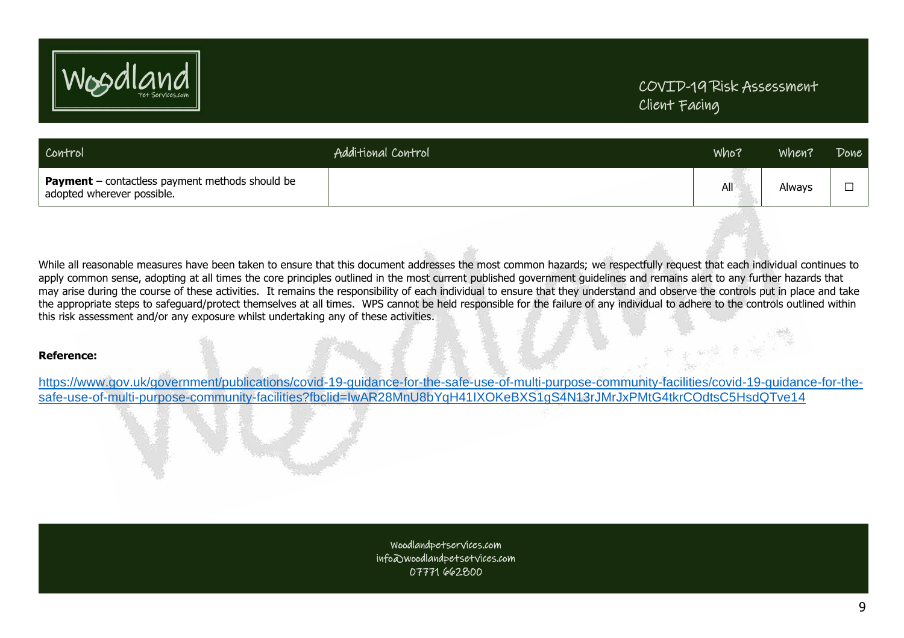| Control | Additional Control | Who? | When? | Done |
|---|---|---|---|---|
| **Payment** – contactless payment methods should be adopted wherever possible. | | All | Always | ☐ |

While all reasonable measures have been taken to ensure that this document addresses the most common hazards; we respectfully request that each individual continues to apply common sense, adopting at all times the core principles outlined in the most current published government guidelines and remains alert to any further hazards that may arise during the course of these activities. It remains the responsibility of each individual to ensure that they understand and observe the controls put in place and take the appropriate steps to safeguard/protect themselves at all times. WPS cannot be held responsible for the failure of any individual to adhere to the controls outlined within this risk assessment and/or any exposure whilst undertaking any of these activities.

**Reference:**

https://www.gov.uk/government/publications/covid-19-guidance-for-the-safe-use-of-multi-purpose-community-facilities/covid-19-guidance-for-the-safe-use-of-multi-purpose-community-facilities?fbclid=IwAR28MnU8bYqH41IXOKeBXS1gS4N13rJMrJxPMtG4tkrCOdtsC5HsdQTve14